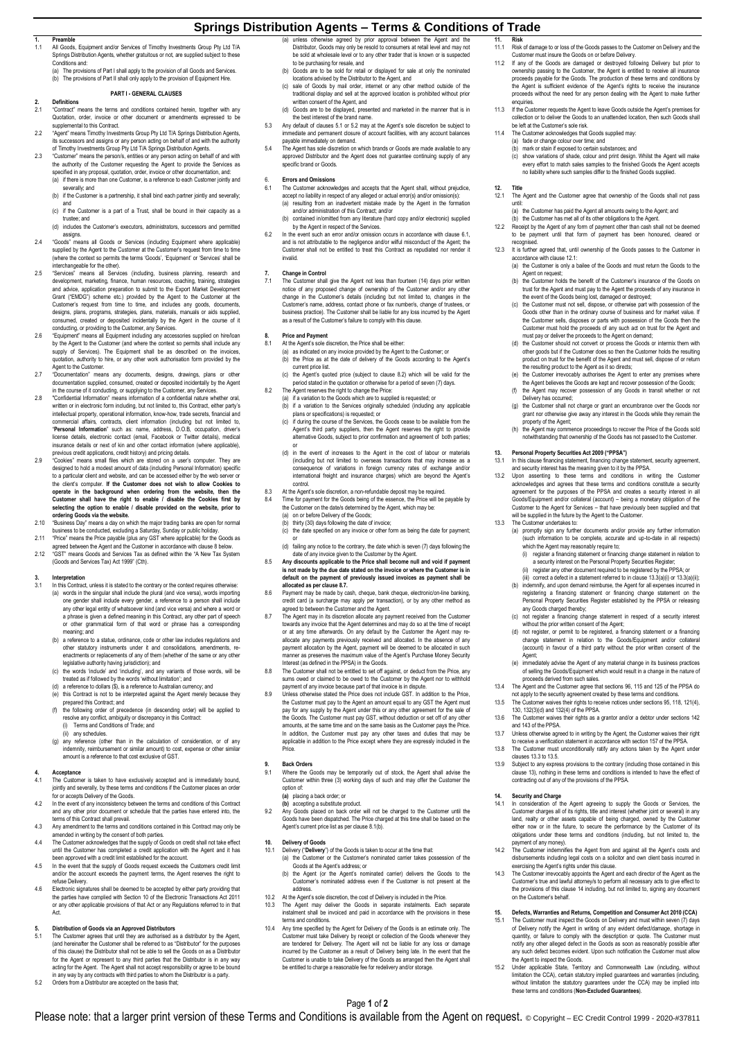# Springs Distribution Agents – Terms & Conditions of Trade

**1. Preamble**

1.1 All Goods, Equipment and/or Services of Timothy Investments Group Pty Ltd T/A Springs Distribution Agents, whether gratuitous or not, are supplied subject to these Conditions and:
(a) The provisions of Part I shall apply to the provision of all Goods and Services.
(b) The provisions of Part II shall only apply to the provision of Equipment Hire.

**PART I - GENERAL CLAUSES**

**2. Definitions**

2.1 "Contract" means the terms and conditions contained herein, together with any Quotation, order, invoice or other document or amendments expressed to be supplemental to this Contract.

2.2 "Agent" means Timothy Investments Group Pty Ltd T/A Springs Distribution Agents, its successors and assigns or any person acting on behalf of and with the authority of Timothy Investments Group Pty Ltd T/A Springs Distribution Agents.

2.3 "Customer" means the person/s, entities or any person acting on behalf of and with the authority of the Customer requesting the Agent to provide the Services as specified in any proposal, quotation, order, invoice or other documentation, and:
(a) if there is more than one Customer, is a reference to each Customer jointly and severally; and
(b) if the Customer is a partnership, it shall bind each partner jointly and severally; and
(c) if the Customer is a part of a Trust, shall be bound in their capacity as a trustee; and
(d) includes the Customer's executors, administrators, successors and permitted assigns.

2.4 "Goods" means all Goods or Services (including Equipment where applicable) supplied by the Agent to the Customer at the Customer's request from time to time (where the context so permits the terms 'Goods', 'Equipment' or 'Services' shall be interchangeable for the other).

2.5 "Services" means all Services (including, business planning, research and development, marketing, finance, human resources, coaching, training, strategies and advice, application preparation to submit to the Export Market Development Grant ("EMDG") scheme etc.) provided by the Agent to the Customer at the Customer's request from time to time, and includes any goods, documents, designs, plans, programs, strategies, plans, materials, manuals or aids supplied, consumed, created or deposited incidentally by the Agent in the course of it conducting, or providing to the Customer, any Services.

2.6 "Equipment" means all Equipment including any accessories supplied on hire/loan by the Agent to the Customer (and where the context so permits shall include any supply of Services). The Equipment shall be as described on the invoices, quotation, authority to hire, or any other work authorisation form provided by the Agent to the Customer.

2.7 "Documentation" means any documents, designs, drawings, plans or other documentation supplied, consumed, created or deposited incidentally by the Agent in the course of it conducting, or supplying to the Customer, any Services.

2.8 "Confidential Information" means information of a confidential nature whether oral, written or in electronic form including, but not limited to, this Contract, either party's intellectual property, operational information, know-how, trade secrets, financial and commercial affairs, contracts, client information (including but not limited to, "**Personal Information**" such as: name, address, D.O.B, occupation, driver's license details, electronic contact (email, Facebook or Twitter details), medical insurance details or next of kin and other contact information (where applicable), previous credit applications, credit history) and pricing details.

2.9 "Cookies" means small files which are stored on a user's computer. They are designed to hold a modest amount of data (including Personal Information) specific to a particular client and website, and can be accessed either by the web server or the client's computer. **If the Customer does not wish to allow Cookies to operate in the background when ordering from the website, then the Customer shall have the right to enable / disable the Cookies first by selecting the option to enable / disable provided on the website, prior to ordering Goods via the website.**

2.10 "Business Day" means a day on which the major trading banks are open for normal business to be conducted, excluding a Saturday, Sunday or public holiday.

2.11 "Price" means the Price payable (plus any GST where applicable) for the Goods as agreed between the Agent and the Customer in accordance with clause 8 below.

2.12 "GST" means Goods and Services Tax as defined within the "A New Tax System (Goods and Services Tax) Act 1999" (Cth).

**3. Interpretation**

3.1 In this Contract, unless it is stated to the contrary or the context requires otherwise:
(a) words in the singular shall include the plural (and vice versa), words importing one gender shall include every gender, a reference to a person shall include any other legal entity of whatsoever kind (and vice versa) and where a word or a phrase is given a defined meaning in this Contract, any other part of speech or other grammatical form of that word or phrase has a corresponding meaning; and
(b) a reference to a statute, ordinance, code or other law includes regulations and other statutory instruments under it and consolidations, amendments, re-enactments or replacements of any of them (whether of the same or any other legislative authority having jurisdiction); and
(c) the words 'include' and 'including', and any variants of those words, will be treated as if followed by the words 'without limitation'; and
(d) a reference to dollars ($), is a reference to Australian currency; and
(e) this Contract is not to be interpreted against the Agent merely because they prepared this Contract; and
(f) the following order of precedence (in descending order) will be applied to resolve any conflict, ambiguity or discrepancy in this Contract:
(i) Terms and Conditions of Trade; and
(ii) any schedules.
(g) any reference (other than in the calculation of consideration, or of any indemnity, reimbursement or similar amount) to cost, expense or other similar amount is a reference to that cost exclusive of GST.

**4. Acceptance**

4.1 The Customer is taken to have exclusively accepted and is immediately bound, jointly and severally, by these terms and conditions if the Customer places an order for or accepts Delivery of the Goods.

4.2 In the event of any inconsistency between the terms and conditions of this Contract and any other prior document or schedule that the parties have entered into, the terms of this Contract shall prevail.

4.3 Any amendment to the terms and conditions contained in this Contract may only be amended in writing by the consent of both parties.

4.4 The Customer acknowledges that the supply of Goods on credit shall not take effect until the Customer has completed a credit application with the Agent and it has been approved with a credit limit established for the account.

4.5 In the event that the supply of Goods request exceeds the Customers credit limit and/or the account exceeds the payment terms, the Agent reserves the right to refuse Delivery.

4.6 Electronic signatures shall be deemed to be accepted by either party providing that the parties have complied with Section 10 of the Electronic Transactions Act 2011 or any other applicable provisions of that Act or any Regulations referred to in that Act.

**5. Distribution of Goods via an Approved Distributors**

5.1 The Customer agrees that until they are authorised as a distributor by the Agent, (and hereinafter the Customer shall be referred to as "Distributor" for the purposes of this clause) the Distributor shall not be able to sell the Goods on as a Distributor for the Agent or represent to any third parties that the Distributor is in any way acting for the Agent. The Agent shall not accept responsibility or agree to be bound in any way by any contracts with third parties to whom the Distributor is a party.

5.2 Orders from a Distributor are accepted on the basis that;
(a) unless otherwise agreed by prior approval between the Agent and the Distributor, Goods may only be resold to consumers at retail level and may not be sold at wholesale level or to any other trader that is known or is suspected to be purchasing for resale, and
(b) Goods are to be sold for retail or displayed for sale at only the nominated locations advised by the Distributor to the Agent, and
(c) sale of Goods by mail order, internet or any other method outside of the traditional display and sell at the approved location is prohibited without prior written consent of the Agent, and
(d) Goods are to be displayed, presented and marketed in the manner that is in the best interest of the brand name.

5.3 Any default of clauses 5.1 or 5.2 may at the Agent's sole discretion be subject to immediate and permanent closure of account facilities, with any account balances payable immediately on demand.

5.4 The Agent has sole discretion on which brands or Goods are made available to any approved Distributor and the Agent does not guarantee continuing supply of any specific brand or Goods.

**6. Errors and Omissions**

6.1 The Customer acknowledges and accepts that the Agent shall, without prejudice, accept no liability in respect of any alleged or actual error(s) and/or omission(s):
(a) resulting from an inadvertent mistake made by the Agent in the formation and/or administration of this Contract; and/or
(b) contained in/omitted from any literature (hard copy and/or electronic) supplied by the Agent in respect of the Services.

6.2 In the event such an error and/or omission occurs in accordance with clause 6.1, and is not attributable to the negligence and/or wilful misconduct of the Agent; the Customer shall not be entitled to treat this Contract as repudiated nor render it invalid.

**7. Change in Control**

7.1 The Customer shall give the Agent not less than fourteen (14) days prior written notice of any proposed change of ownership of the Customer and/or any other change in the Customer's details (including but not limited to, changes in the Customer's name, address, contact phone or fax number/s, change of trustees, or business practice). The Customer shall be liable for any loss incurred by the Agent as a result of the Customer's failure to comply with this clause.

**8. Price and Payment**

8.1 At the Agent's sole discretion, the Price shall be either:
(a) as indicated on any invoice provided by the Agent to the Customer; or
(b) the Price as at the date of delivery of the Goods according to the Agent's current price list; or
(c) the Agent's quoted price (subject to clause 8.2) which will be valid for the period stated in the quotation or otherwise for a period of seven (7) days.

8.2 The Agent reserves the right to change the Price:
(a) if a variation to the Goods which are to be supplied is requested; or
(b) if a variation to the Services originally scheduled (including any applicable plans or specifications) is requested; or
(c) if during the course of the Services, the Goods cease to be available from the Agent's third party suppliers, then the Agent reserves the right to provide alternative Goods, subject to prior confirmation and agreement of both parties; or
(d) in the event of increases to the Agent in the cost of labour or materials (including but not limited to overseas transactions that may increase as a consequence of variations in foreign currency rates of exchange and/or international freight and insurance charges) which are beyond the Agent's control.

8.3 At the Agent's sole discretion, a non-refundable deposit may be required.

8.4 Time for payment for the Goods being of the essence, the Price will be payable by the Customer on the date/s determined by the Agent, which may be:
(a) on or before Delivery of the Goods;
(b) thirty (30) days following the date of invoice;
(c) the date specified on any invoice or other form as being the date for payment; or
(d) failing any notice to the contrary, the date which is seven (7) days following the date of any invoice given to the Customer by the Agent.

8.5 **Any discounts applicable to the Price shall become null and void if payment is not made by the due date stated on the invoice or where the Customer is in default on the payment of previously issued invoices as payment shall be allocated as per clause 8.7.**

8.6 Payment may be made by cash, cheque, bank cheque, electronic/on-line banking, credit card (a surcharge may apply per transaction), or by any other method as agreed to between the Customer and the Agent.

8.7 The Agent may in its discretion allocate any payment received from the Customer towards any invoice that the Agent determines and may do so at the time of receipt or at any time afterwards. On any default by the Customer the Agent may re-allocate any payments previously received and allocated. In the absence of any payment allocation by the Agent, payment will be deemed to be allocated in such manner as preserves the maximum value of the Agent's Purchase Money Security Interest (as defined in the PPSA) in the Goods.

8.8 The Customer shall not be entitled to set off against, or deduct from the Price, any sums owed or claimed to be owed to the Customer by the Agent nor to withhold payment of any invoice because part of that invoice is in dispute.

8.9 Unless otherwise stated the Price does not include GST. In addition to the Price, the Customer must pay to the Agent an amount equal to any GST the Agent must pay for any supply by the Agent under this or any other agreement for the sale of the Goods. The Customer must pay GST, without deduction or set off of any other amounts, at the same time and on the same basis as the Customer pays the Price. In addition, the Customer must pay any other taxes and duties that may be applicable in addition to the Price except where they are expressly included in the Price.

**9. Back Orders**

9.1 Where the Goods may be temporarily out of stock, the Agent shall advise the Customer within three (3) working days of such and may offer the Customer the option of:
**(a)** placing a back order; or
**(b)** accepting a substitute product.

9.2 Any Goods placed on back order will not be charged to the Customer until the Goods have been dispatched. The Price charged at this time shall be based on the Agent's current price list as per clause 8.1(b).

**10. Delivery of Goods**

10.1 Delivery ("**Delivery**") of the Goods is taken to occur at the time that:
(a) the Customer or the Customer's nominated carrier takes possession of the Goods at the Agent's address; or
(b) the Agent (or the Agent's nominated carrier) delivers the Goods to the Customer's nominated address even if the Customer is not present at the address.

10.2 At the Agent's sole discretion, the cost of Delivery is included in the Price.

10.3 The Agent may deliver the Goods in separate instalments. Each separate instalment shall be invoiced and paid in accordance with the provisions in these terms and conditions.

10.4 Any time specified by the Agent for Delivery of the Goods is an estimate only. The Customer must take Delivery by receipt or collection of the Goods whenever they are tendered for Delivery. The Agent will not be liable for any loss or damage incurred by the Customer as a result of Delivery being late. In the event that the Customer is unable to take Delivery of the Goods as arranged then the Agent shall be entitled to charge a reasonable fee for redelivery and/or storage.

**11. Risk**

11.1 Risk of damage to or loss of the Goods passes to the Customer on Delivery and the Customer must insure the Goods on or before Delivery.

11.2 If any of the Goods are damaged or destroyed following Delivery but prior to ownership passing to the Customer, the Agent is entitled to receive all insurance proceeds payable for the Goods. The production of these terms and conditions by the Agent is sufficient evidence of the Agent's rights to receive the insurance proceeds without the need for any person dealing with the Agent to make further enquiries.

11.3 If the Customer requests the Agent to leave Goods outside the Agent's premises for collection or to deliver the Goods to an unattended location, then such Goods shall be left at the Customer's sole risk.

11.4 The Customer acknowledges that Goods supplied may:
(a) fade or change colour over time; and
(b) mark or stain if exposed to certain substances; and
(c) show variations of shade, colour and print design. Whilst the Agent will make every effort to match sales samples to the finished Goods the Agent accepts no liability where such samples differ to the finished Goods supplied.

**12. Title**

12.1 The Agent and the Customer agree that ownership of the Goods shall not pass until:
(a) the Customer has paid the Agent all amounts owing to the Agent; and
(b) the Customer has met all of its other obligations to the Agent.

12.2 Receipt by the Agent of any form of payment other than cash shall not be deemed to be payment until that form of payment has been honoured, cleared or recognised.

12.3 It is further agreed that, until ownership of the Goods passes to the Customer in accordance with clause 12.1:
(a) the Customer is only a bailee of the Goods and must return the Goods to the Agent on request;
(b) the Customer holds the benefit of the Customer's insurance of the Goods on trust for the Agent and must pay to the Agent the proceeds of any insurance in the event of the Goods being lost, damaged or destroyed;
(c) the Customer must not sell, dispose, or otherwise part with possession of the Goods other than in the ordinary course of business and for market value. If the Customer sells, disposes or parts with possession of the Goods then the Customer must hold the proceeds of any such act on trust for the Agent and must pay or deliver the proceeds to the Agent on demand;
(d) the Customer should not convert or process the Goods or intermix them with other goods but if the Customer does so then the Customer holds the resulting product on trust for the benefit of the Agent and must sell, dispose of or return the resulting product to the Agent as it so directs;
(e) the Customer irrevocably authorises the Agent to enter any premises where the Agent believes the Goods are kept and recover possession of the Goods;
(f) the Agent may recover possession of any Goods in transit whether or not Delivery has occurred;
(g) the Customer shall not charge or grant an encumbrance over the Goods nor grant nor otherwise give away any interest in the Goods while they remain the property of the Agent;
(h) the Agent may commence proceedings to recover the Price of the Goods sold notwithstanding that ownership of the Goods has not passed to the Customer.

**13. Personal Property Securities Act 2009 ("PPSA")**

13.1 In this clause financing statement, financing change statement, security agreement, and security interest has the meaning given to it by the PPSA.

13.2 Upon assenting to these terms and conditions in writing the Customer acknowledges and agrees that these terms and conditions constitute a security agreement for the purposes of the PPSA and creates a security interest in all Goods/Equipment and/or collateral (account) – being a monetary obligation of the Customer to the Agent for Services – that have previously been supplied and that will be supplied in the future by the Agent to the Customer.

13.3 The Customer undertakes to:
(a) promptly sign any further documents and/or provide any further information (such information to be complete, accurate and up-to-date in all respects) which the Agent may reasonably require to;
(i) register a financing statement or financing change statement in relation to a security interest on the Personal Property Securities Register;
(ii) register any other document required to be registered by the PPSA; or
(iii) correct a defect in a statement referred to in clause 13.3(a)(i) or 13.3(a)(ii);
(b) indemnify, and upon demand reimburse, the Agent for all expenses incurred in registering a financing statement or financing change statement on the Personal Property Securities Register established by the PPSA or releasing any Goods charged thereby;
(c) not register a financing change statement in respect of a security interest without the prior written consent of the Agent;
(d) not register, or permit to be registered, a financing statement or a financing change statement in relation to the Goods/Equipment and/or collateral (account) in favour of a third party without the prior written consent of the Agent;
(e) immediately advise the Agent of any material change in its business practices of selling the Goods/Equipment which would result in a change in the nature of proceeds derived from such sales.

13.4 The Agent and the Customer agree that sections 96, 115 and 125 of the PPSA do not apply to the security agreement created by these terms and conditions.

13.5 The Customer waives their rights to receive notices under sections 95, 118, 121(4), 130, 132(3)(d) and 132(4) of the PPSA.

13.6 The Customer waives their rights as a grantor and/or a debtor under sections 142 and 143 of the PPSA.

13.7 Unless otherwise agreed to in writing by the Agent, the Customer waives their right to receive a verification statement in accordance with section 157 of the PPSA.

13.8 The Customer must unconditionally ratify any actions taken by the Agent under clauses 13.3 to 13.5.

13.9 Subject to any express provisions to the contrary (including those contained in this clause 13), nothing in these terms and conditions is intended to have the effect of contracting out of any of the provisions of the PPSA.

**14. Security and Charge**

14.1 In consideration of the Agent agreeing to supply the Goods or Services, the Customer charges all of its rights, title and interest (whether joint or several) in any land, realty or other assets capable of being charged, owned by the Customer either now or in the future, to secure the performance by the Customer of its obligations under these terms and conditions (including, but not limited to, the payment of any money).

14.2 The Customer indemnifies the Agent from and against all the Agent's costs and disbursements including legal costs on a solicitor and own client basis incurred in exercising the Agent's rights under this clause.

14.3 The Customer irrevocably appoints the Agent and each director of the Agent as the Customer's true and lawful attorney/s to perform all necessary acts to give effect to the provisions of this clause 14 including, but not limited to, signing any document on the Customer's behalf.

**15. Defects, Warranties and Returns, Competition and Consumer Act 2010 (CCA)**

15.1 The Customer must inspect the Goods on Delivery and must within seven (7) days of Delivery notify the Agent in writing of any evident defect/damage, shortage in quantity, or failure to comply with the description or quote. The Customer must notify any other alleged defect in the Goods as soon as reasonably possible after any such defect becomes evident. Upon such notification the Customer must allow the Agent to inspect the Goods.

15.2 Under applicable State, Territory and Commonwealth Law (including, without limitation the CCA), certain statutory implied guarantees and warranties (including, without limitation the statutory guarantees under the CCA) may be implied into these terms and conditions (**Non-Excluded Guarantees**).

Please note: that a larger print version of these Terms and Conditions is available from the Agent on request. © Copyright – EC Credit Control 1999 - 2020-#37811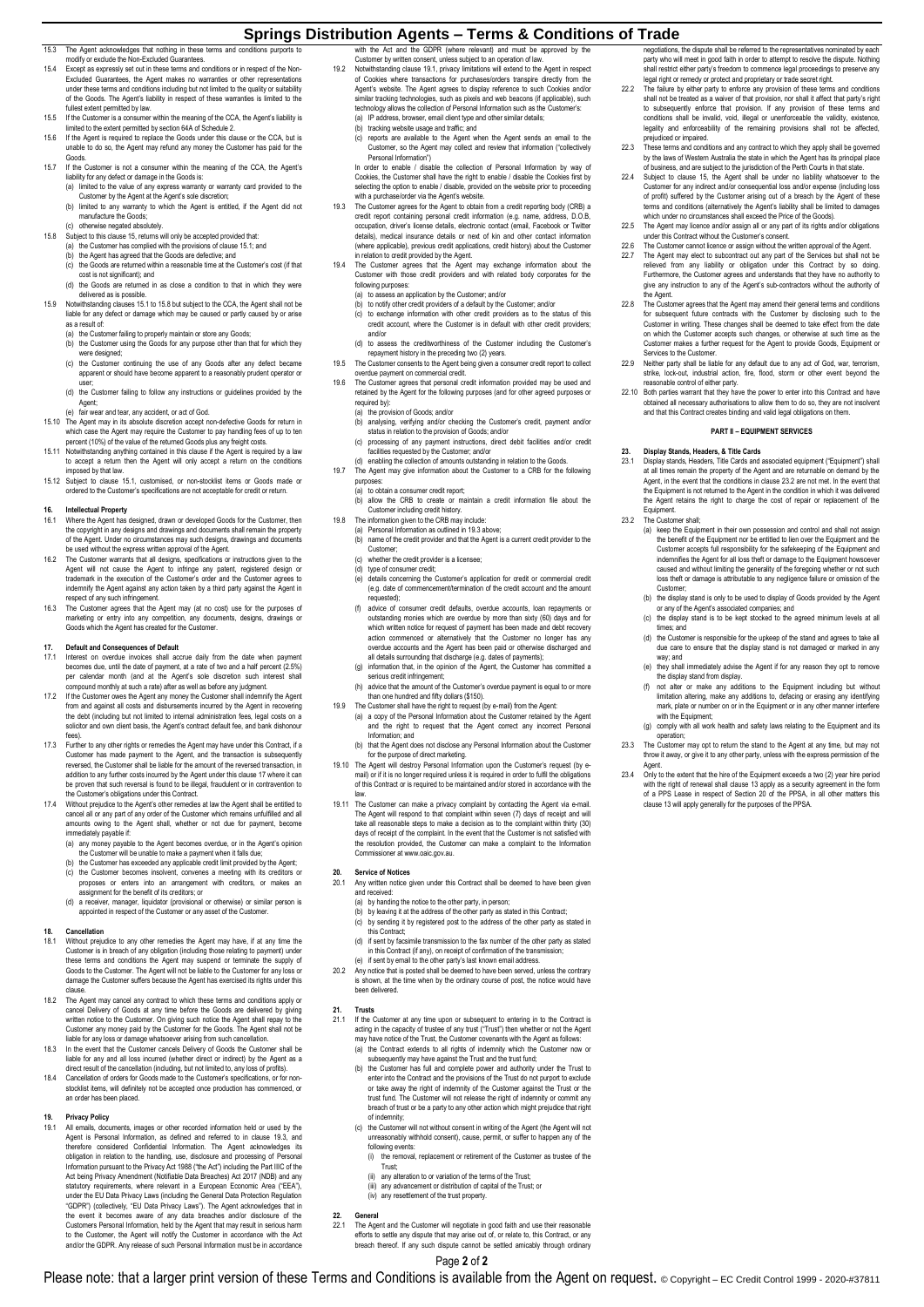# Springs Distribution Agents – Terms & Conditions of Trade

15.3 The Agent acknowledges that nothing in these terms and conditions purports to modify or exclude the Non-Excluded Guarantees.

15.4 Except as expressly set out in these terms and conditions or in respect of the Non-Excluded Guarantees, the Agent makes no warranties or other representations under these terms and conditions including but not limited to the quality or suitability of the Goods. The Agent's liability in respect of these warranties is limited to the fullest extent permitted by law.

15.5 If the Customer is a consumer within the meaning of the CCA, the Agent's liability is limited to the extent permitted by section 64A of Schedule 2.

15.6 If the Agent is required to replace the Goods under this clause or the CCA, but is unable to do so, the Agent may refund any money the Customer has paid for the Goods.

15.7 If the Customer is not a consumer within the meaning of the CCA, the Agent's liability for any defect or damage in the Goods is:

(a) limited to the value of any express warranty or warranty card provided to the Customer by the Agent at the Agent's sole discretion;

(b) limited to any warranty to which the Agent is entitled, if the Agent did not manufacture the Goods;

(c) otherwise negated absolutely.

15.8 Subject to this clause 15, returns will only be accepted provided that:

(a) the Customer has complied with the provisions of clause 15.1; and

(b) the Agent has agreed that the Goods are defective; and

(c) the Goods are returned within a reasonable time at the Customer's cost (if that cost is not significant); and

(d) the Goods are returned in as close a condition to that in which they were delivered as is possible.

15.9 Notwithstanding clauses 15.1 to 15.8 but subject to the CCA, the Agent shall not be liable for any defect or damage which may be caused or partly caused by or arise as a result of:

(a) the Customer failing to properly maintain or store any Goods;

(b) the Customer using the Goods for any purpose other than that for which they were designed;

(c) the Customer continuing the use of any Goods after any defect became apparent or should have become apparent to a reasonably prudent operator or user;

(d) the Customer failing to follow any instructions or guidelines provided by the Agent;

(e) fair wear and tear, any accident, or act of God.

15.10 The Agent may in its absolute discretion accept non-defective Goods for return in which case the Agent may require the Customer to pay handling fees of up to ten percent (10%) of the value of the returned Goods plus any freight costs.

15.11 Notwithstanding anything contained in this clause if the Agent is required by a law to accept a return then the Agent will only accept a return on the conditions imposed by that law.

15.12 Subject to clause 15.1, customised, or non-stocklist items or Goods made or ordered to the Customer's specifications are not acceptable for credit or return.

## 16. Intellectual Property

16.1 Where the Agent has designed, drawn or developed Goods for the Customer, then the copyright in any designs and drawings and documents shall remain the property of the Agent. Under no circumstances may such designs, drawings and documents be used without the express written approval of the Agent.

16.2 The Customer warrants that all designs, specifications or instructions given to the Agent will not cause the Agent to infringe any patent, registered design or trademark in the execution of the Customer's order and the Customer agrees to indemnify the Agent against any action taken by a third party against the Agent in respect of any such infringement.

16.3 The Customer agrees that the Agent may (at no cost) use for the purposes of marketing or entry into any competition, any documents, designs, drawings or Goods which the Agent has created for the Customer.

## 17. Default and Consequences of Default

17.1 Interest on overdue invoices shall accrue daily from the date when payment becomes due, until the date of payment, at a rate of two and a half percent (2.5%) per calendar month (and at the Agent's sole discretion such interest shall compound monthly at such a rate) after as well as before any judgment.

17.2 If the Customer owes the Agent any money the Customer shall indemnify the Agent from and against all costs and disbursements incurred by the Agent in recovering the debt (including but not limited to internal administration fees, legal costs on a solicitor and own client basis, the Agent's contract default fee, and bank dishonour fees).

17.3 Further to any other rights or remedies the Agent may have under this Contract, if a Customer has made payment to the Agent, and the transaction is subsequently reversed, the Customer shall be liable for the amount of the reversed transaction, in addition to any further costs incurred by the Agent under this clause 17 where it can be proven that such reversal is found to be illegal, fraudulent or in contravention to the Customer's obligations under this Contract.

17.4 Without prejudice to the Agent's other remedies at law the Agent shall be entitled to cancel all or any part of any order of the Customer which remains unfulfilled and all amounts owing to the Agent shall, whether or not due for payment, become immediately payable if:

(a) any money payable to the Agent becomes overdue, or in the Agent's opinion the Customer will be unable to make a payment when it falls due;

(b) the Customer has exceeded any applicable credit limit provided by the Agent;

(c) the Customer becomes insolvent, convenes a meeting with its creditors or proposes or enters into an arrangement with creditors, or makes an assignment for the benefit of its creditors; or

(d) a receiver, manager, liquidator (provisional or otherwise) or similar person is appointed in respect of the Customer or any asset of the Customer.

## 18. Cancellation

18.1 Without prejudice to any other remedies the Agent may have, if at any time the Customer is in breach of any obligation (including those relating to payment) under these terms and conditions the Agent may suspend or terminate the supply of Goods to the Customer. The Agent will not be liable to the Customer for any loss or damage the Customer suffers because the Agent has exercised its rights under this clause.

18.2 The Agent may cancel any contract to which these terms and conditions apply or cancel Delivery of Goods at any time before the Goods are delivered by giving written notice to the Customer. On giving such notice the Agent shall repay to the Customer any money paid by the Customer for the Goods. The Agent shall not be liable for any loss or damage whatsoever arising from such cancellation.

18.3 In the event that the Customer cancels Delivery of Goods the Customer shall be liable for any and all loss incurred (whether direct or indirect) by the Agent as a direct result of the cancellation (including, but not limited to, any loss of profits).

18.4 Cancellation of orders for Goods made to the Customer's specifications, or for non-stocklist items, will definitely not be accepted once production has commenced, or an order has been placed.

## 19. Privacy Policy

19.1 All emails, documents, images or other recorded information held or used by the Agent is Personal Information, as defined and referred to in clause 19.3, and therefore considered Confidential Information. The Agent acknowledges its obligation in relation to the handling, use, disclosure and processing of Personal Information pursuant to the Privacy Act 1988 ("the Act") including the Part IIIC of the Act being Privacy Amendment (Notifiable Data Breaches) Act 2017 (NDB) and any statutory requirements, where relevant in a European Economic Area ("EEA"), under the EU Data Privacy Laws (including the General Data Protection Regulation "GDPR") (collectively, "EU Data Privacy Laws"). The Agent acknowledges that in the event it becomes aware of any data breaches and/or disclosure of the Customers Personal Information, held by the Agent that may result in serious harm to the Customer, the Agent will notify the Customer in accordance with the Act and/or the GDPR. Any release of such Personal Information must be in accordance with the Act and the GDPR (where relevant) and must be approved by the Customer by written consent, unless subject to an operation of law.

19.2 Notwithstanding clause 19.1, privacy limitations will extend to the Agent in respect of Cookies where transactions for purchases/orders transpire directly from the Agent's website. The Agent agrees to display reference to such Cookies and/or similar tracking technologies, such as pixels and web beacons (if applicable), such technology allows the collection of Personal Information such as the Customer's:

(a) IP address, browser, email client type and other similar details;

(b) tracking website usage and traffic; and

(c) reports are available to the Agent when the Agent sends an email to the Customer, so the Agent may collect and review that information ("collectively Personal Information")

In order to enable / disable the collection of Personal Information by way of Cookies, the Customer shall have the right to enable / disable the Cookies first by selecting the option to enable / disable, provided on the website prior to proceeding with a purchase/order via the Agent's website.

19.3 The Customer agrees for the Agent to obtain from a credit reporting body (CRB) a credit report containing personal credit information (e.g. name, address, D.O.B, occupation, driver's license details, electronic contact (email, Facebook or Twitter details), medical insurance details or next of kin and other contact information (where applicable), previous credit applications, credit history) about the Customer in relation to credit provided by the Agent.

19.4 The Customer agrees that the Agent may exchange information about the Customer with those credit providers and with related body corporates for the following purposes:

(a) to assess an application by the Customer; and/or

(b) to notify other credit providers of a default by the Customer; and/or

(c) to exchange information with other credit providers as to the status of this credit account, where the Customer is in default with other credit providers; and/or

(d) to assess the creditworthiness of the Customer including the Customer's repayment history in the preceding two (2) years.

19.5 The Customer consents to the Agent being given a consumer credit report to collect overdue payment on commercial credit.

19.6 The Customer agrees that personal credit information provided may be used and retained by the Agent for the following purposes (and for other agreed purposes or required by):

(a) the provision of Goods; and/or

(b) analysing, verifying and/or checking the Customer's credit, payment and/or status in relation to the provision of Goods; and/or

(c) processing of any payment instructions, direct debit facilities and/or credit facilities requested by the Customer; and/or

(d) enabling the collection of amounts outstanding in relation to the Goods.

19.7 The Agent may give information about the Customer to a CRB for the following purposes:

(a) to obtain a consumer credit report;

(b) allow the CRB to create or maintain a credit information file about the Customer including credit history.

19.8 The information given to the CRB may include:

(a) Personal Information as outlined in 19.3 above;

(b) name of the credit provider and that the Agent is a current credit provider to the Customer;

(c) whether the credit provider is a licensee;

(d) type of consumer credit;

(e) details concerning the Customer's application for credit or commercial credit (e.g. date of commencement/termination of the credit account and the amount requested);

(f) advice of consumer credit defaults, overdue accounts, loan repayments or outstanding monies which are overdue by more than sixty (60) days and for which written notice for request of payment has been made and debt recovery action commenced or alternatively that the Customer no longer has any overdue accounts and the Agent has been paid or otherwise discharged and all details surrounding that discharge (e.g. dates of payments);

(g) information that, in the opinion of the Agent, the Customer has committed a serious credit infringement;

(h) advice that the amount of the Customer's overdue payment is equal to or more than one hundred and fifty dollars ($150).

19.9 The Customer shall have the right to request (by e-mail) from the Agent:

(a) a copy of the Personal Information about the Customer retained by the Agent and the right to request that the Agent correct any incorrect Personal Information; and

(b) that the Agent does not disclose any Personal Information about the Customer for the purpose of direct marketing.

19.10 The Agent will destroy Personal Information upon the Customer's request (by e-mail) or if it is no longer required unless it is required in order to fulfil the obligations of this Contract or is required to be maintained and/or stored in accordance with the law.

19.11 The Customer can make a privacy complaint by contacting the Agent via e-mail. The Agent will respond to that complaint within seven (7) days of receipt and will take all reasonable steps to make a decision as to the complaint within thirty (30) days of receipt of the complaint. In the event that the Customer is not satisfied with the resolution provided, the Customer can make a complaint to the Information Commissioner at www.oaic.gov.au.

## 20. Service of Notices

20.1 Any written notice given under this Contract shall be deemed to have been given and received:

(a) by handing the notice to the other party, in person;

(b) by leaving it at the address of the other party as stated in this Contract;

(c) by sending it by registered post to the address of the other party as stated in this Contract;

(d) if sent by facsimile transmission to the fax number of the other party as stated in this Contract (if any), on receipt of confirmation of the transmission;

(e) if sent by email to the other party's last known email address.

20.2 Any notice that is posted shall be deemed to have been served, unless the contrary is shown, at the time when by the ordinary course of post, the notice would have been delivered.

## 21. Trusts

21.1 If the Customer at any time upon or subsequent to entering in to the Contract is acting in the capacity of trustee of any trust ("Trust") then whether or not the Agent may have notice of the Trust, the Customer covenants with the Agent as follows:

(a) the Contract extends to all rights of indemnity which the Customer now or subsequently may have against the Trust and the trust fund;

(b) the Customer has full and complete power and authority under the Trust to enter into the Contract and the provisions of the Trust do not purport to exclude or take away the right of indemnity of the Customer against the Trust or the trust fund. The Customer will not release the right of indemnity or commit any breach of trust or be a party to any other action which might prejudice that right of indemnity;

(c) the Customer will not without consent in writing of the Agent (the Agent will not unreasonably withhold consent), cause, permit, or suffer to happen any of the following events:

(i) the removal, replacement or retirement of the Customer as trustee of the Trust;

(ii) any alteration to or variation of the terms of the Trust;

(iii) any advancement or distribution of capital of the Trust; or

(iv) any resettlement of the trust property.

## 22. General

22.1 The Agent and the Customer will negotiate in good faith and use their reasonable efforts to settle any dispute that may arise out of, or relate to, this Contract, or any breach thereof. If any such dispute cannot be settled amicably through ordinary negotiations, the dispute shall be referred to the representatives nominated by each party who will meet in good faith in order to attempt to resolve the dispute. Nothing shall restrict either party's freedom to commence legal proceedings to preserve any legal right or remedy or protect and proprietary or trade secret right.

22.2 The failure by either party to enforce any provision of these terms and conditions shall not be treated as a waiver of that provision, nor shall it affect that party's right to subsequently enforce that provision. If any provision of these terms and conditions shall be invalid, void, illegal or unenforceable the validity, existence, legality and enforceability of the remaining provisions shall not be affected, prejudiced or impaired.

22.3 These terms and conditions and any contract to which they apply shall be governed by the laws of Western Australia the state in which the Agent has its principal place of business, and are subject to the jurisdiction of the Perth Courts in that state.

22.4 Subject to clause 15, the Agent shall be under no liability whatsoever to the Customer for any indirect and/or consequential loss and/or expense (including loss of profit) suffered by the Customer arising out of a breach by the Agent of these terms and conditions (alternatively the Agent's liability shall be limited to damages which under no circumstances shall exceed the Price of the Goods).

22.5 The Agent may licence and/or assign all or any part of its rights and/or obligations under this Contract without the Customer's consent.

22.6 The Customer cannot licence or assign without the written approval of the Agent.

22.7 The Agent may elect to subcontract out any part of the Services but shall not be relieved from any liability or obligation under this Contract by so doing. Furthermore, the Customer agrees and understands that they have no authority to give any instruction to any of the Agent's sub-contractors without the authority of the Agent.

22.8 The Customer agrees that the Agent may amend their general terms and conditions for subsequent future contracts with the Customer by disclosing such to the Customer in writing. These changes shall be deemed to take effect from the date on which the Customer accepts such changes, or otherwise at such time as the Customer makes a further request for the Agent to provide Goods, Equipment or Services to the Customer.

22.9 Neither party shall be liable for any default due to any act of God, war, terrorism, strike, lock-out, industrial action, fire, flood, storm or other event beyond the reasonable control of either party.

22.10 Both parties warrant that they have the power to enter into this Contract and have obtained all necessary authorisations to allow them to do so, they are not insolvent and that this Contract creates binding and valid legal obligations on them.

## PART II – EQUIPMENT SERVICES

## 23. Display Stands, Headers, & Title Cards

23.1 Display stands, Headers, Title Cards and associated equipment ("Equipment") shall at all times remain the property of the Agent and are returnable on demand by the Agent, in the event that the conditions in clause 23.2 are not met. In the event that the Equipment is not returned to the Agent in the condition in which it was delivered the Agent retains the right to charge the cost of repair or replacement of the Equipment.

23.2 The Customer shall;

(a) keep the Equipment in their own possession and control and shall not assign the benefit of the Equipment nor be entitled to lien over the Equipment and the Customer accepts full responsibility for the safekeeping of the Equipment and indemnifies the Agent for all loss theft or damage to the Equipment howsoever caused and without limiting the generality of the foregoing whether or not such loss theft or damage is attributable to any negligence failure or omission of the Customer;

(b) the display stand is only to be used to display of Goods provided by the Agent or any of the Agent's associated companies; and

(c) the display stand is to be kept stocked to the agreed minimum levels at all times; and

(d) the Customer is responsible for the upkeep of the stand and agree to take all due care to ensure that the display stand is not damaged or marked in any way; and

(e) they shall immediately advise the Agent if for any reason they opt to remove the display stand from display.

(f) not alter or make any additions to the Equipment including but without limitation altering, make any additions to, defacing or erasing any identifying mark, plate or number on or in the Equipment or in any other manner interfere with the Equipment;

(g) comply with all work health and safety laws relating to the Equipment and its operation;

23.3 The Customer may opt to return the stand to the Agent at any time, but may not throw it away, or give it to any other party, unless with the express permission of the Agent.

23.4 Only to the extent that the hire of the Equipment exceeds a two (2) year hire period with the right of renewal shall clause 13 apply as a security agreement in the form of a PPS Lease in respect of Section 20 of the PPSA, in all other matters this clause 13 will apply generally for the purposes of the PPSA.

Please note: that a larger print version of these Terms and Conditions is available from the Agent on request. © Copyright – EC Credit Control 1999 - 2020-#37811